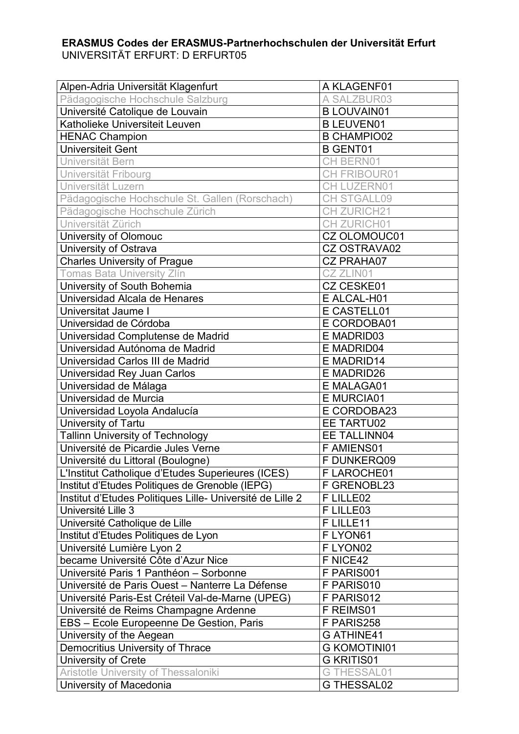**ERASMUS Codes der ERASMUS-Partnerhochschulen der Universität Erfurt**
UNIVERSITÄT ERFURT: D ERFURT05

| | |
|---|---|
| Alpen-Adria Universität Klagenfurt | A KLAGENF01 |
| Pädagogische Hochschule Salzburg | A SALZBUR03 |
| Université Catolique de Louvain | B LOUVAIN01 |
| Katholieke Universiteit Leuven | B LEUVEN01 |
| HENAC Champion | B CHAMPIO02 |
| Universiteit Gent | B GENT01 |
| Universität Bern | CH BERN01 |
| Universität Fribourg | CH FRIBOUR01 |
| Universität Luzern | CH LUZERN01 |
| Pädagogische Hochschule St. Gallen (Rorschach) | CH STGALL09 |
| Pädagogische Hochschule Zürich | CH ZURICH21 |
| Universität Zürich | CH ZURICH01 |
| University of Olomouc | CZ OLOMOUC01 |
| University of Ostrava | CZ OSTRAVA02 |
| Charles University of Prague | CZ PRAHA07 |
| Tomas Bata University Zlín | CZ ZLIN01 |
| University of South Bohemia | CZ CESKE01 |
| Universidad Alcala de Henares | E ALCAL-H01 |
| Universitat Jaume I | E CASTELL01 |
| Universidad de Córdoba | E CORDOBA01 |
| Universidad Complutense de Madrid | E MADRID03 |
| Universidad Autónoma de Madrid | E MADRID04 |
| Universidad Carlos III de Madrid | E MADRID14 |
| Universidad Rey Juan Carlos | E MADRID26 |
| Universidad de Málaga | E MALAGA01 |
| Universidad de Murcia | E MURCIA01 |
| Universidad Loyola Andalucía | E CORDOBA23 |
| University of Tartu | EE TARTU02 |
| Tallinn University of Technology | EE TALLINN04 |
| Université de Picardie Jules Verne | F AMIENS01 |
| Université du Littoral (Boulogne) | F DUNKERQ09 |
| L'Institut Catholique d'Etudes Superieures (ICES) | F LAROCHE01 |
| Institut d'Etudes Politiques de Grenoble (IEPG) | F GRENOBL23 |
| Institut d'Etudes Politiques Lille- Université de Lille 2 | F LILLE02 |
| Université Lille 3 | F LILLE03 |
| Université Catholique de Lille | F LILLE11 |
| Institut d'Etudes Politiques de Lyon | F LYON61 |
| Université Lumière Lyon 2 | F LYON02 |
| became Université Côte d'Azur Nice | F NICE42 |
| Université Paris 1 Panthéon – Sorbonne | F PARIS001 |
| Université de Paris Ouest – Nanterre La Défense | F PARIS010 |
| Université Paris-Est Créteil Val-de-Marne (UPEG) | F PARIS012 |
| Université de Reims Champagne Ardenne | F REIMS01 |
| EBS – Ecole Europeenne De Gestion, Paris | F PARIS258 |
| University of the Aegean | G ATHINE41 |
| Democritius University of Thrace | G KOMOTINI01 |
| University of Crete | G KRITIS01 |
| Aristotle University of Thessaloniki | G THESSAL01 |
| University of Macedonia | G THESSAL02 |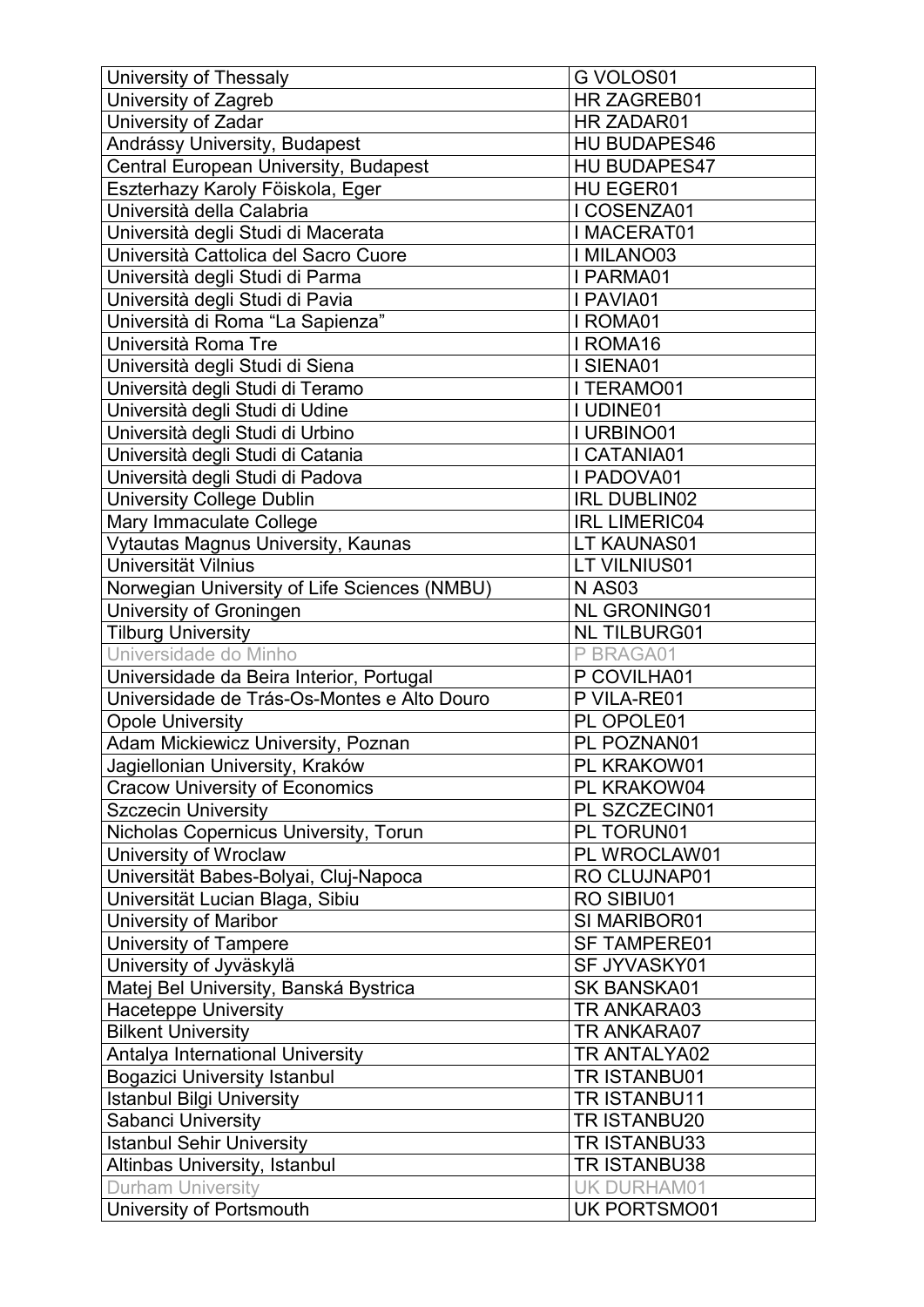| | |
|---|---|
| University of Thessaly | G VOLOS01 |
| University of Zagreb | HR ZAGREB01 |
| University of Zadar | HR ZADAR01 |
| Andrássy University, Budapest | HU BUDAPES46 |
| Central European University, Budapest | HU BUDAPES47 |
| Eszterhazy Karoly Föiskola, Eger | HU EGER01 |
| Università della Calabria | I COSENZA01 |
| Università degli Studi di Macerata | I MACERAT01 |
| Università Cattolica del Sacro Cuore | I MILANO03 |
| Università degli Studi di Parma | I PARMA01 |
| Università degli Studi di Pavia | I PAVIA01 |
| Università di Roma "La Sapienza" | I ROMA01 |
| Università Roma Tre | I ROMA16 |
| Università degli Studi di Siena | I SIENA01 |
| Università degli Studi di Teramo | I TERAMO01 |
| Università degli Studi di Udine | I UDINE01 |
| Università degli Studi di Urbino | I URBINO01 |
| Università degli Studi di Catania | I CATANIA01 |
| Università degli Studi di Padova | I PADOVA01 |
| University College Dublin | IRL DUBLIN02 |
| Mary Immaculate College | IRL LIMERIC04 |
| Vytautas Magnus University, Kaunas | LT KAUNAS01 |
| Universität Vilnius | LT VILNIUS01 |
| Norwegian University of Life Sciences (NMBU) | N AS03 |
| University of Groningen | NL GRONING01 |
| Tilburg University | NL TILBURG01 |
| Universidade do Minho | P BRAGA01 |
| Universidade da Beira Interior, Portugal | P COVILHA01 |
| Universidade de Trás-Os-Montes e Alto Douro | P VILA-RE01 |
| Opole University | PL OPOLE01 |
| Adam Mickiewicz University, Poznan | PL POZNAN01 |
| Jagiellonian University, Kraków | PL KRAKOW01 |
| Cracow University of Economics | PL KRAKOW04 |
| Szczecin University | PL SZCZECIN01 |
| Nicholas Copernicus University, Torun | PL TORUN01 |
| University of Wroclaw | PL WROCLAW01 |
| Universität Babes-Bolyai, Cluj-Napoca | RO CLUJNAP01 |
| Universität Lucian Blaga, Sibiu | RO SIBIU01 |
| University of Maribor | SI MARIBOR01 |
| University of Tampere | SF TAMPERE01 |
| University of Jyväskylä | SF JYVASKY01 |
| Matej Bel University, Banská Bystrica | SK BANSKA01 |
| Haceteppe University | TR ANKARA03 |
| Bilkent University | TR ANKARA07 |
| Antalya International University | TR ANTALYA02 |
| Bogazici University Istanbul | TR ISTANBU01 |
| Istanbul Bilgi University | TR ISTANBU11 |
| Sabanci University | TR ISTANBU20 |
| Istanbul Sehir University | TR ISTANBU33 |
| Altinbas University, Istanbul | TR ISTANBU38 |
| Durham University | UK DURHAM01 |
| University of Portsmouth | UK PORTSMO01 |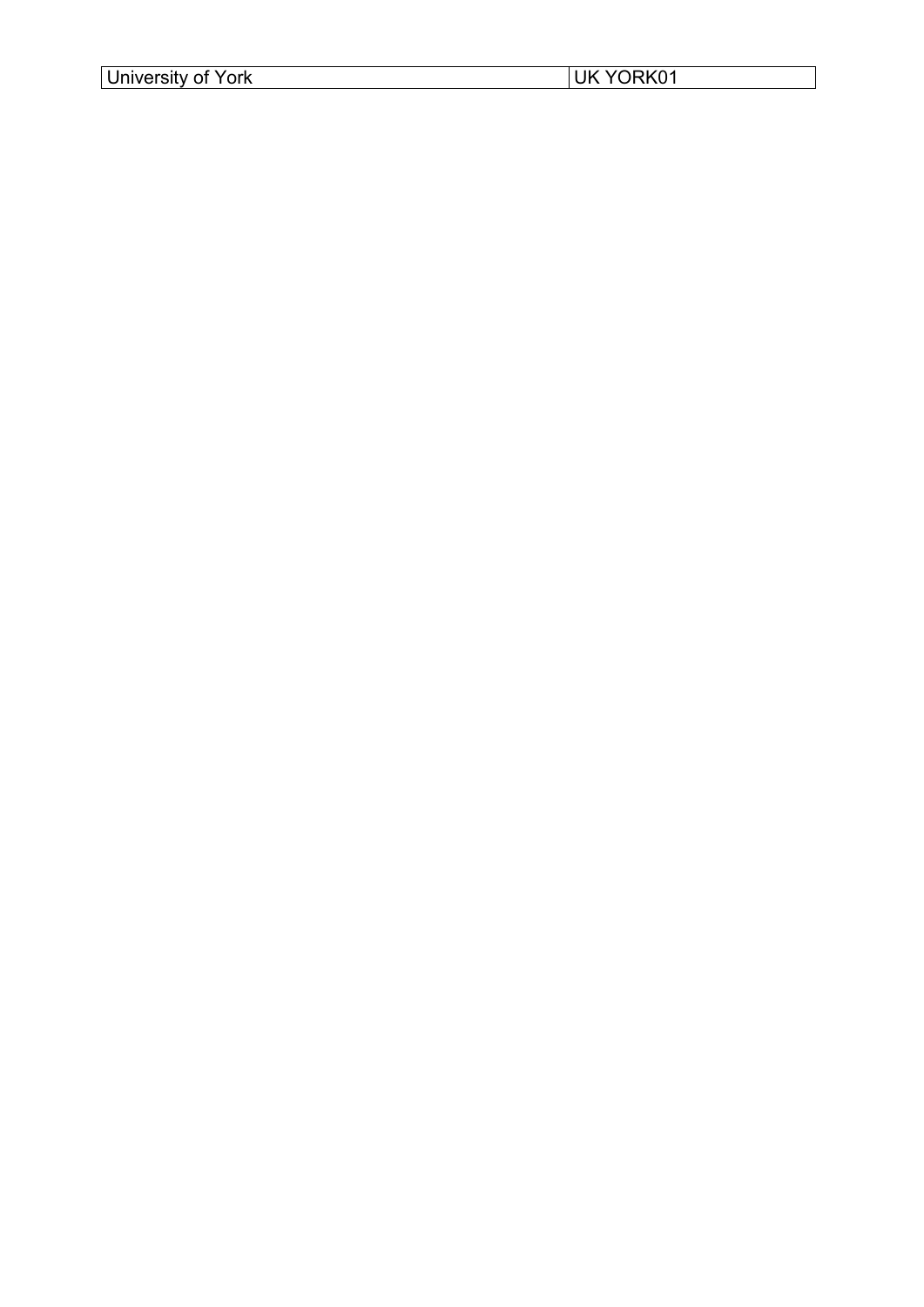| | |
| --- | --- |
| University of York | UK YORK01 |